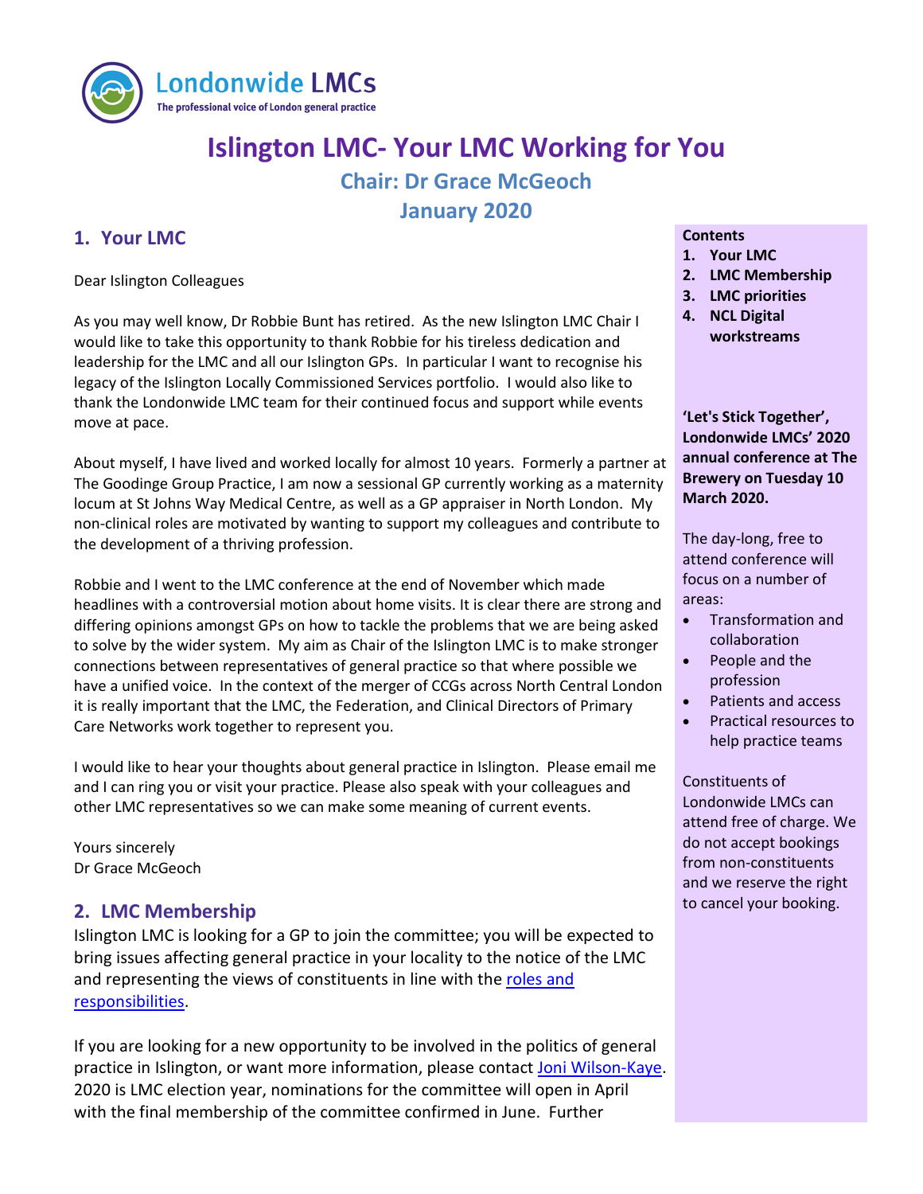Londonwide LMCs
The professional voice of London general practice

# Islington LMC- Your LMC Working for You

## Chair: Dr Grace McGeoch

## January 2020

## 1. Your LMC

Dear Islington Colleagues

As you may well know, Dr Robbie Bunt has retired. As the new Islington LMC Chair I would like to take this opportunity to thank Robbie for his tireless dedication and leadership for the LMC and all our Islington GPs. In particular I want to recognise his legacy of the Islington Locally Commissioned Services portfolio. I would also like to thank the Londonwide LMC team for their continued focus and support while events move at pace.

About myself, I have lived and worked locally for almost 10 years. Formerly a partner at The Goodinge Group Practice, I am now a sessional GP currently working as a maternity locum at St Johns Way Medical Centre, as well as a GP appraiser in North London. My non-clinical roles are motivated by wanting to support my colleagues and contribute to the development of a thriving profession.

Robbie and I went to the LMC conference at the end of November which made headlines with a controversial motion about home visits. It is clear there are strong and differing opinions amongst GPs on how to tackle the problems that we are being asked to solve by the wider system. My aim as Chair of the Islington LMC is to make stronger connections between representatives of general practice so that where possible we have a unified voice. In the context of the merger of CCGs across North Central London it is really important that the LMC, the Federation, and Clinical Directors of Primary Care Networks work together to represent you.

I would like to hear your thoughts about general practice in Islington. Please email me and I can ring you or visit your practice. Please also speak with your colleagues and other LMC representatives so we can make some meaning of current events.

Yours sincerely
Dr Grace McGeoch

## 2. LMC Membership

Islington LMC is looking for a GP to join the committee; you will be expected to bring issues affecting general practice in your locality to the notice of the LMC and representing the views of constituents in line with the roles and responsibilities.

If you are looking for a new opportunity to be involved in the politics of general practice in Islington, or want more information, please contact Joni Wilson-Kaye. 2020 is LMC election year, nominations for the committee will open in April with the final membership of the committee confirmed in June. Further

**Contents**

1. **Your LMC**
2. **LMC Membership**
3. **LMC priorities**
4. **NCL Digital workstreams**

**'Let's Stick Together', Londonwide LMCs' 2020 annual conference at The Brewery on Tuesday 10 March 2020.**

The day-long, free to attend conference will focus on a number of areas:

- Transformation and collaboration
- People and the profession
- Patients and access
- Practical resources to help practice teams

Constituents of Londonwide LMCs can attend free of charge. We do not accept bookings from non-constituents and we reserve the right to cancel your booking.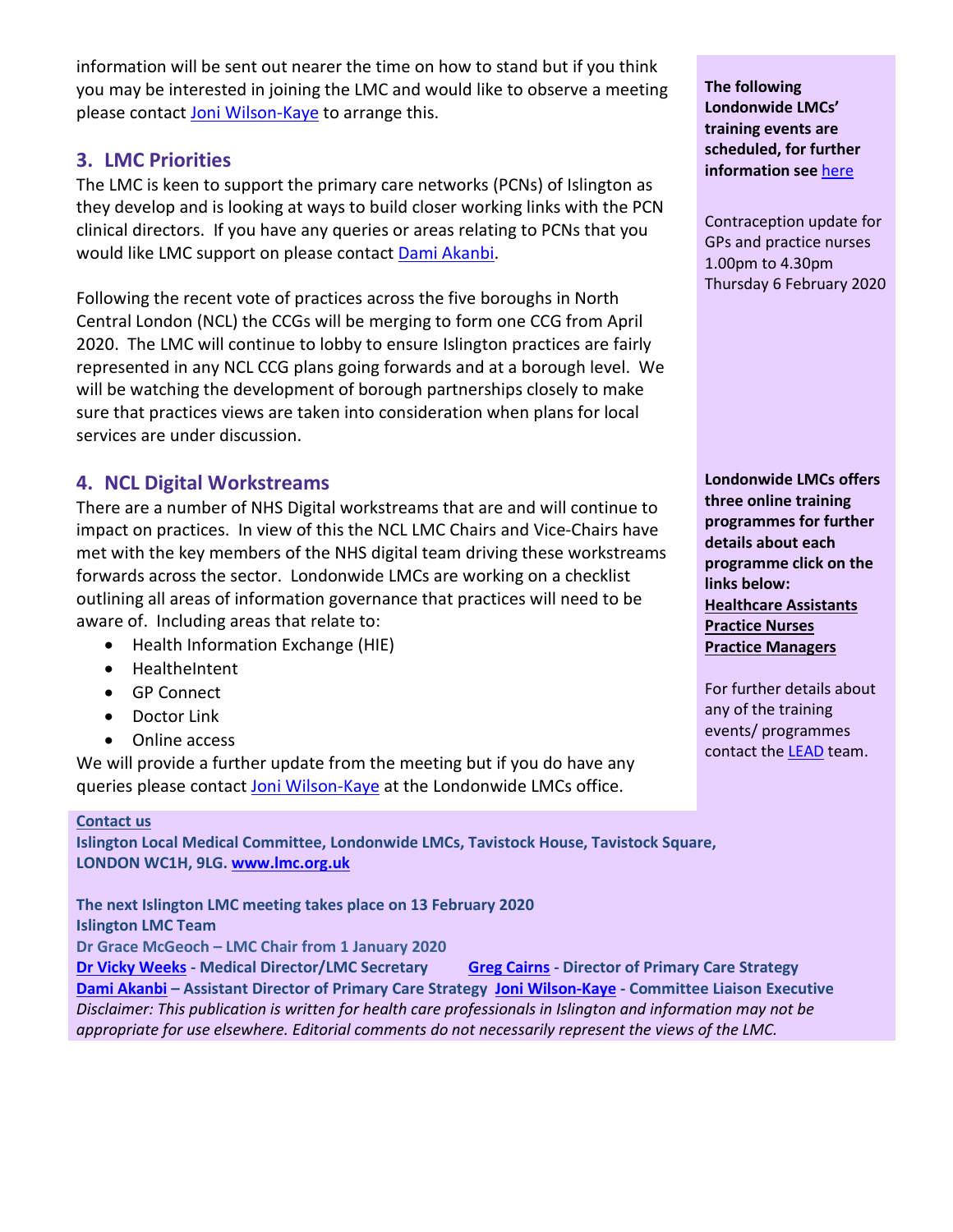information will be sent out nearer the time on how to stand but if you think you may be interested in joining the LMC and would like to observe a meeting please contact Joni Wilson-Kaye to arrange this.

## 3. LMC Priorities

The LMC is keen to support the primary care networks (PCNs) of Islington as they develop and is looking at ways to build closer working links with the PCN clinical directors. If you have any queries or areas relating to PCNs that you would like LMC support on please contact Dami Akanbi.

Following the recent vote of practices across the five boroughs in North Central London (NCL) the CCGs will be merging to form one CCG from April 2020. The LMC will continue to lobby to ensure Islington practices are fairly represented in any NCL CCG plans going forwards and at a borough level. We will be watching the development of borough partnerships closely to make sure that practices views are taken into consideration when plans for local services are under discussion.

## 4. NCL Digital Workstreams

There are a number of NHS Digital workstreams that are and will continue to impact on practices. In view of this the NCL LMC Chairs and Vice-Chairs have met with the key members of the NHS digital team driving these workstreams forwards across the sector. Londonwide LMCs are working on a checklist outlining all areas of information governance that practices will need to be aware of. Including areas that relate to:

- Health Information Exchange (HIE)
- HealtheIntent
- GP Connect
- Doctor Link
- Online access

We will provide a further update from the meeting but if you do have any queries please contact Joni Wilson-Kaye at the Londonwide LMCs office.

**The following Londonwide LMCs' training events are scheduled, for further information see here**

Contraception update for GPs and practice nurses 1.00pm to 4.30pm Thursday 6 February 2020

**Londonwide LMCs offers three online training programmes for further details about each programme click on the links below:**
**Healthcare Assistants**
**Practice Nurses**
**Practice Managers**

For further details about any of the training events/ programmes contact the LEAD team.

**Contact us**
**Islington Local Medical Committee, Londonwide LMCs, Tavistock House, Tavistock Square, LONDON WC1H, 9LG. www.lmc.org.uk**

**The next Islington LMC meeting takes place on 13 February 2020**
**Islington LMC Team**
**Dr Grace McGeoch – LMC Chair from 1 January 2020**
**Dr Vicky Weeks - Medical Director/LMC Secretary** **Greg Cairns - Director of Primary Care Strategy**
**Dami Akanbi – Assistant Director of Primary Care Strategy** **Joni Wilson-Kaye - Committee Liaison Executive**
*Disclaimer: This publication is written for health care professionals in Islington and information may not be appropriate for use elsewhere. Editorial comments do not necessarily represent the views of the LMC.*